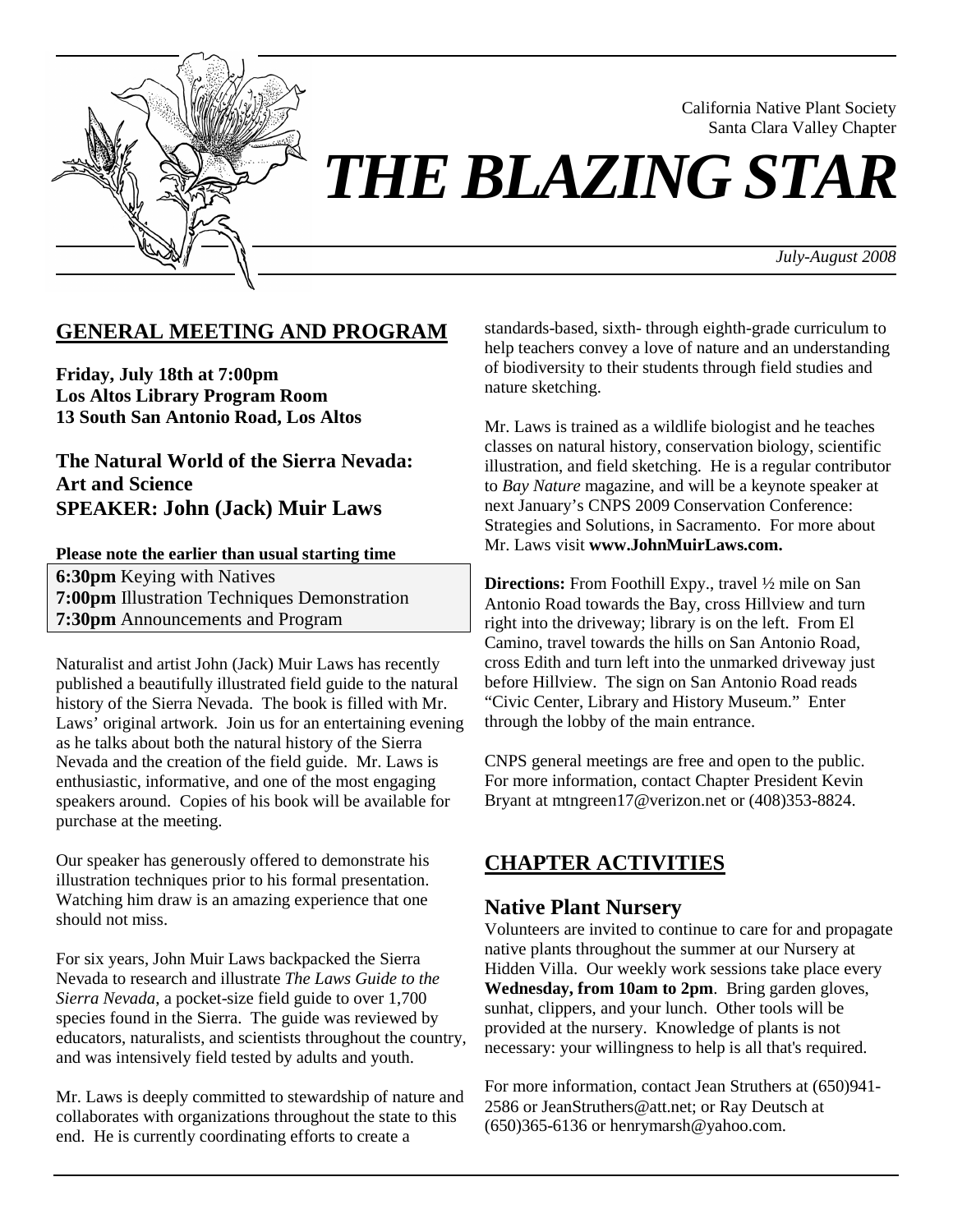California Native Plant Society
Santa Clara Valley Chapter

# *THE BLAZING STAR*

*July-August 2008*

## GENERAL MEETING AND PROGRAM

**Friday, July 18th at 7:00pm**
**Los Altos Library Program Room**
**13 South San Antonio Road, Los Altos**

### The Natural World of the Sierra Nevada: Art and Science
### SPEAKER: John (Jack) Muir Laws

**Please note the earlier than usual starting time**

**6:30pm** Keying with Natives
**7:00pm** Illustration Techniques Demonstration
**7:30pm** Announcements and Program

Naturalist and artist John (Jack) Muir Laws has recently published a beautifully illustrated field guide to the natural history of the Sierra Nevada. The book is filled with Mr. Laws' original artwork. Join us for an entertaining evening as he talks about both the natural history of the Sierra Nevada and the creation of the field guide. Mr. Laws is enthusiastic, informative, and one of the most engaging speakers around. Copies of his book will be available for purchase at the meeting.

Our speaker has generously offered to demonstrate his illustration techniques prior to his formal presentation. Watching him draw is an amazing experience that one should not miss.

For six years, John Muir Laws backpacked the Sierra Nevada to research and illustrate *The Laws Guide to the Sierra Nevada*, a pocket-size field guide to over 1,700 species found in the Sierra. The guide was reviewed by educators, naturalists, and scientists throughout the country, and was intensively field tested by adults and youth.

Mr. Laws is deeply committed to stewardship of nature and collaborates with organizations throughout the state to this end. He is currently coordinating efforts to create a standards-based, sixth- through eighth-grade curriculum to help teachers convey a love of nature and an understanding of biodiversity to their students through field studies and nature sketching.

Mr. Laws is trained as a wildlife biologist and he teaches classes on natural history, conservation biology, scientific illustration, and field sketching. He is a regular contributor to *Bay Nature* magazine, and will be a keynote speaker at next January's CNPS 2009 Conservation Conference: Strategies and Solutions, in Sacramento. For more about Mr. Laws visit **www.JohnMuirLaws.com.**

**Directions:** From Foothill Expy., travel ½ mile on San Antonio Road towards the Bay, cross Hillview and turn right into the driveway; library is on the left. From El Camino, travel towards the hills on San Antonio Road, cross Edith and turn left into the unmarked driveway just before Hillview. The sign on San Antonio Road reads "Civic Center, Library and History Museum." Enter through the lobby of the main entrance.

CNPS general meetings are free and open to the public. For more information, contact Chapter President Kevin Bryant at mtngreen17@verizon.net or (408)353-8824.

## CHAPTER ACTIVITIES

### Native Plant Nursery

Volunteers are invited to continue to care for and propagate native plants throughout the summer at our Nursery at Hidden Villa. Our weekly work sessions take place every **Wednesday, from 10am to 2pm**. Bring garden gloves, sunhat, clippers, and your lunch. Other tools will be provided at the nursery. Knowledge of plants is not necessary: your willingness to help is all that's required.

For more information, contact Jean Struthers at (650)941-2586 or JeanStruthers@att.net; or Ray Deutsch at (650)365-6136 or henrymarsh@yahoo.com.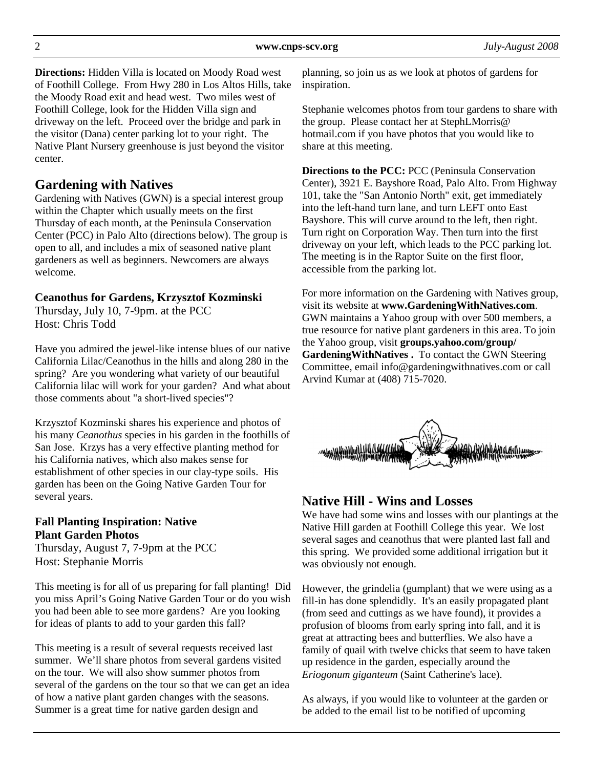**Directions:** Hidden Villa is located on Moody Road west of Foothill College. From Hwy 280 in Los Altos Hills, take the Moody Road exit and head west. Two miles west of Foothill College, look for the Hidden Villa sign and driveway on the left. Proceed over the bridge and park in the visitor (Dana) center parking lot to your right. The Native Plant Nursery greenhouse is just beyond the visitor center.

## Gardening with Natives

Gardening with Natives (GWN) is a special interest group within the Chapter which usually meets on the first Thursday of each month, at the Peninsula Conservation Center (PCC) in Palo Alto (directions below). The group is open to all, and includes a mix of seasoned native plant gardeners as well as beginners. Newcomers are always welcome.

### Ceanothus for Gardens, Krzysztof Kozminski

Thursday, July 10, 7-9pm. at the PCC
Host: Chris Todd

Have you admired the jewel-like intense blues of our native California Lilac/Ceanothus in the hills and along 280 in the spring? Are you wondering what variety of our beautiful California lilac will work for your garden? And what about those comments about "a short-lived species"?

Krzysztof Kozminski shares his experience and photos of his many *Ceanothus* species in his garden in the foothills of San Jose. Krzys has a very effective planting method for his California natives, which also makes sense for establishment of other species in our clay-type soils. His garden has been on the Going Native Garden Tour for several years.

### Fall Planting Inspiration: Native Plant Garden Photos

Thursday, August 7, 7-9pm at the PCC
Host: Stephanie Morris

This meeting is for all of us preparing for fall planting! Did you miss April's Going Native Garden Tour or do you wish you had been able to see more gardens? Are you looking for ideas of plants to add to your garden this fall?

This meeting is a result of several requests received last summer. We'll share photos from several gardens visited on the tour. We will also show summer photos from several of the gardens on the tour so that we can get an idea of how a native plant garden changes with the seasons. Summer is a great time for native garden design and planning, so join us as we look at photos of gardens for inspiration.

Stephanie welcomes photos from tour gardens to share with the group. Please contact her at StephLMorris@ hotmail.com if you have photos that you would like to share at this meeting.

**Directions to the PCC:** PCC (Peninsula Conservation Center), 3921 E. Bayshore Road, Palo Alto. From Highway 101, take the "San Antonio North" exit, get immediately into the left-hand turn lane, and turn LEFT onto East Bayshore. This will curve around to the left, then right. Turn right on Corporation Way. Then turn into the first driveway on your left, which leads to the PCC parking lot. The meeting is in the Raptor Suite on the first floor, accessible from the parking lot.

For more information on the Gardening with Natives group, visit its website at **www.GardeningWithNatives.com**. GWN maintains a Yahoo group with over 500 members, a true resource for native plant gardeners in this area. To join the Yahoo group, visit **groups.yahoo.com/group/ GardeningWithNatives .** To contact the GWN Steering Committee, email info@gardeningwithnatives.com or call Arvind Kumar at (408) 715-7020.

## Native Hill - Wins and Losses

We have had some wins and losses with our plantings at the Native Hill garden at Foothill College this year. We lost several sages and ceanothus that were planted last fall and this spring. We provided some additional irrigation but it was obviously not enough.

However, the grindelia (gumplant) that we were using as a fill-in has done splendidly. It's an easily propagated plant (from seed and cuttings as we have found), it provides a profusion of blooms from early spring into fall, and it is great at attracting bees and butterflies. We also have a family of quail with twelve chicks that seem to have taken up residence in the garden, especially around the *Eriogonum giganteum* (Saint Catherine's lace).

As always, if you would like to volunteer at the garden or be added to the email list to be notified of upcoming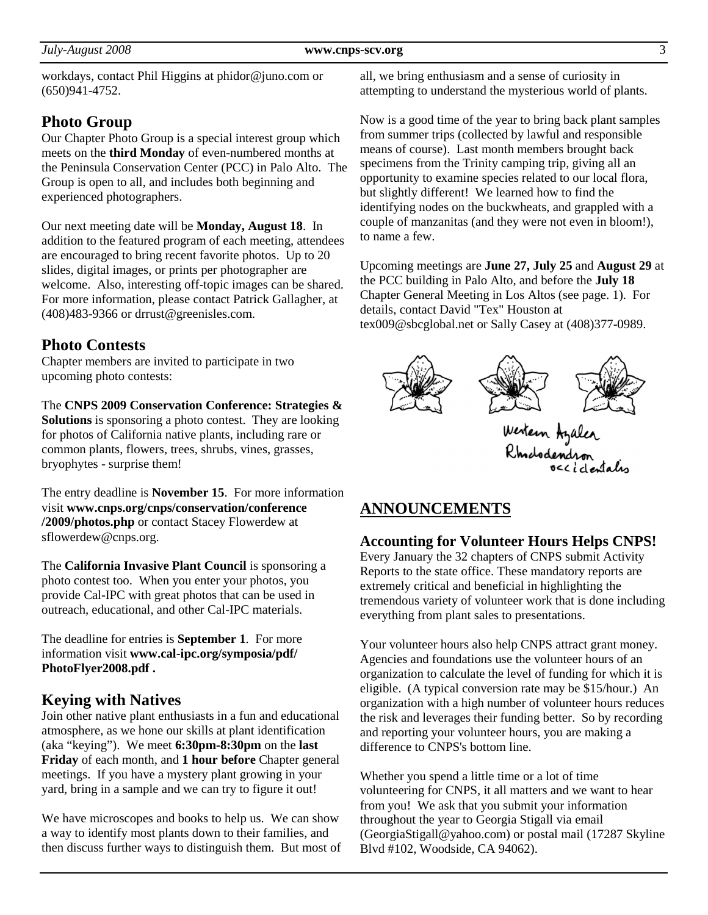workdays, contact Phil Higgins at phidor@juno.com or (650)941-4752.

## Photo Group

Our Chapter Photo Group is a special interest group which meets on the **third Monday** of even-numbered months at the Peninsula Conservation Center (PCC) in Palo Alto. The Group is open to all, and includes both beginning and experienced photographers.

Our next meeting date will be **Monday, August 18**. In addition to the featured program of each meeting, attendees are encouraged to bring recent favorite photos. Up to 20 slides, digital images, or prints per photographer are welcome. Also, interesting off-topic images can be shared. For more information, please contact Patrick Gallagher, at (408)483-9366 or drrust@greenisles.com.

## Photo Contests

Chapter members are invited to participate in two upcoming photo contests:

The **CNPS 2009 Conservation Conference: Strategies & Solutions** is sponsoring a photo contest. They are looking for photos of California native plants, including rare or common plants, flowers, trees, shrubs, vines, grasses, bryophytes - surprise them!

The entry deadline is **November 15**. For more information visit **www.cnps.org/cnps/conservation/conference /2009/photos.php** or contact Stacey Flowerdew at sflowerdew@cnps.org.

The **California Invasive Plant Council** is sponsoring a photo contest too. When you enter your photos, you provide Cal-IPC with great photos that can be used in outreach, educational, and other Cal-IPC materials.

The deadline for entries is **September 1**. For more information visit **www.cal-ipc.org/symposia/pdf/ PhotoFlyer2008.pdf .**

## Keying with Natives

Join other native plant enthusiasts in a fun and educational atmosphere, as we hone our skills at plant identification (aka "keying"). We meet **6:30pm-8:30pm** on the **last Friday** of each month, and **1 hour before** Chapter general meetings. If you have a mystery plant growing in your yard, bring in a sample and we can try to figure it out!

We have microscopes and books to help us. We can show a way to identify most plants down to their families, and then discuss further ways to distinguish them. But most of all, we bring enthusiasm and a sense of curiosity in attempting to understand the mysterious world of plants.

Now is a good time of the year to bring back plant samples from summer trips (collected by lawful and responsible means of course). Last month members brought back specimens from the Trinity camping trip, giving all an opportunity to examine species related to our local flora, but slightly different! We learned how to find the identifying nodes on the buckwheats, and grappled with a couple of manzanitas (and they were not even in bloom!), to name a few.

Upcoming meetings are **June 27, July 25** and **August 29** at the PCC building in Palo Alto, and before the **July 18** Chapter General Meeting in Los Altos (see page. 1). For details, contact David "Tex" Houston at tex009@sbcglobal.net or Sally Casey at (408)377-0989.

Western Azalea
Rhododendron occidentalis

## ANNOUNCEMENTS

### Accounting for Volunteer Hours Helps CNPS!

Every January the 32 chapters of CNPS submit Activity Reports to the state office. These mandatory reports are extremely critical and beneficial in highlighting the tremendous variety of volunteer work that is done including everything from plant sales to presentations.

Your volunteer hours also help CNPS attract grant money. Agencies and foundations use the volunteer hours of an organization to calculate the level of funding for which it is eligible. (A typical conversion rate may be $15/hour.) An organization with a high number of volunteer hours reduces the risk and leverages their funding better. So by recording and reporting your volunteer hours, you are making a difference to CNPS's bottom line.

Whether you spend a little time or a lot of time volunteering for CNPS, it all matters and we want to hear from you! We ask that you submit your information throughout the year to Georgia Stigall via email (GeorgiaStigall@yahoo.com) or postal mail (17287 Skyline Blvd #102, Woodside, CA 94062).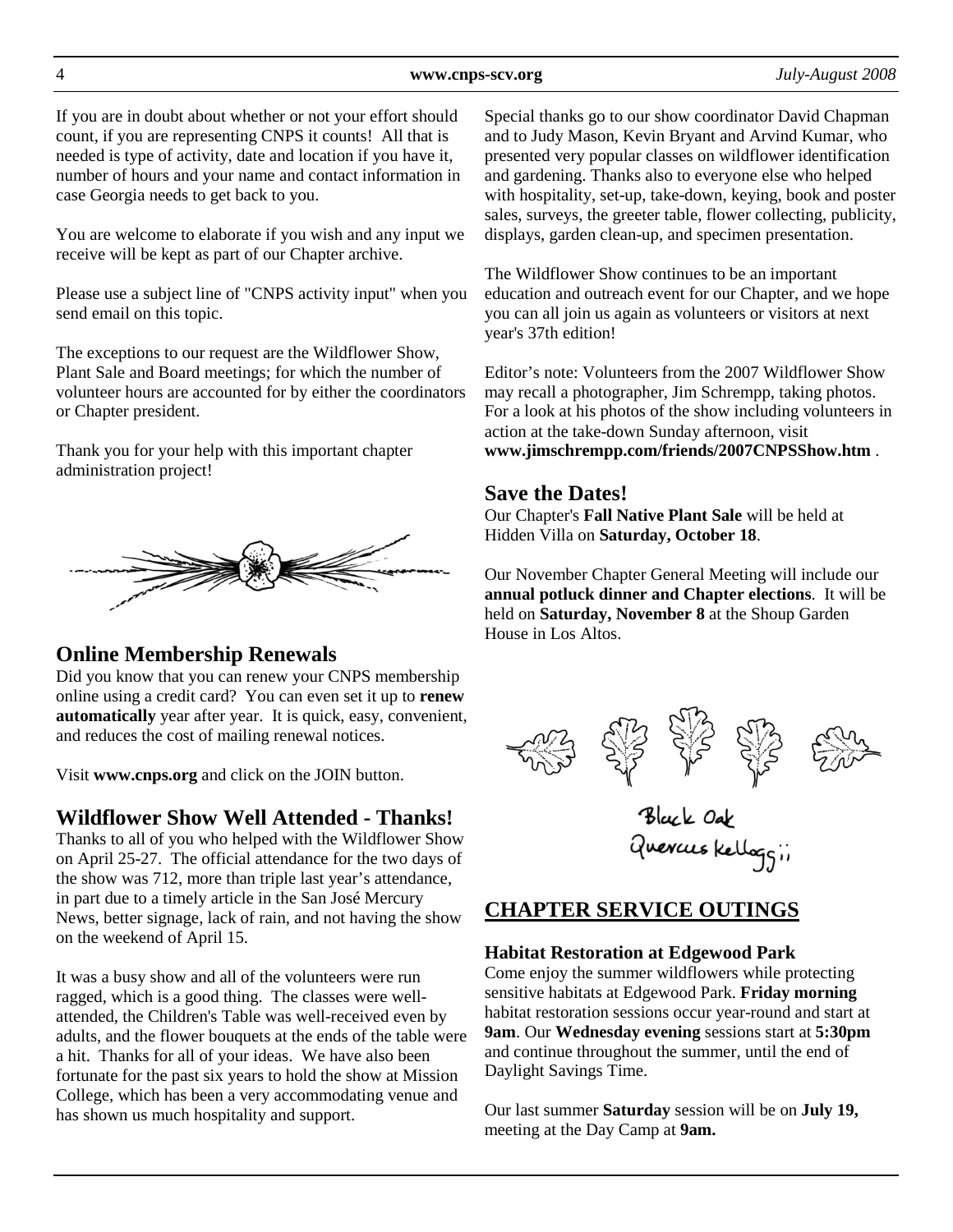If you are in doubt about whether or not your effort should count, if you are representing CNPS it counts! All that is needed is type of activity, date and location if you have it, number of hours and your name and contact information in case Georgia needs to get back to you.

You are welcome to elaborate if you wish and any input we receive will be kept as part of our Chapter archive.

Please use a subject line of "CNPS activity input" when you send email on this topic.

The exceptions to our request are the Wildflower Show, Plant Sale and Board meetings; for which the number of volunteer hours are accounted for by either the coordinators or Chapter president.

Thank you for your help with this important chapter administration project!

## Online Membership Renewals

Did you know that you can renew your CNPS membership online using a credit card? You can even set it up to **renew automatically** year after year. It is quick, easy, convenient, and reduces the cost of mailing renewal notices.

Visit **www.cnps.org** and click on the JOIN button.

## Wildflower Show Well Attended - Thanks!

Thanks to all of you who helped with the Wildflower Show on April 25-27. The official attendance for the two days of the show was 712, more than triple last year's attendance, in part due to a timely article in the San José Mercury News, better signage, lack of rain, and not having the show on the weekend of April 15.

It was a busy show and all of the volunteers were run ragged, which is a good thing. The classes were well-attended, the Children's Table was well-received even by adults, and the flower bouquets at the ends of the table were a hit. Thanks for all of your ideas. We have also been fortunate for the past six years to hold the show at Mission College, which has been a very accommodating venue and has shown us much hospitality and support.

Special thanks go to our show coordinator David Chapman and to Judy Mason, Kevin Bryant and Arvind Kumar, who presented very popular classes on wildflower identification and gardening. Thanks also to everyone else who helped with hospitality, set-up, take-down, keying, book and poster sales, surveys, the greeter table, flower collecting, publicity, displays, garden clean-up, and specimen presentation.

The Wildflower Show continues to be an important education and outreach event for our Chapter, and we hope you can all join us again as volunteers or visitors at next year's 37th edition!

Editor's note: Volunteers from the 2007 Wildflower Show may recall a photographer, Jim Schrempp, taking photos. For a look at his photos of the show including volunteers in action at the take-down Sunday afternoon, visit **www.jimschrempp.com/friends/2007CNPSShow.htm** .

## Save the Dates!

Our Chapter's **Fall Native Plant Sale** will be held at Hidden Villa on **Saturday, October 18**.

Our November Chapter General Meeting will include our **annual potluck dinner and Chapter elections**. It will be held on **Saturday, November 8** at the Shoup Garden House in Los Altos.

Black Oak
Quercus kelloggii

## CHAPTER SERVICE OUTINGS

### Habitat Restoration at Edgewood Park

Come enjoy the summer wildflowers while protecting sensitive habitats at Edgewood Park. **Friday morning** habitat restoration sessions occur year-round and start at **9am**. Our **Wednesday evening** sessions start at **5:30pm** and continue throughout the summer, until the end of Daylight Savings Time.

Our last summer **Saturday** session will be on **July 19,** meeting at the Day Camp at **9am.**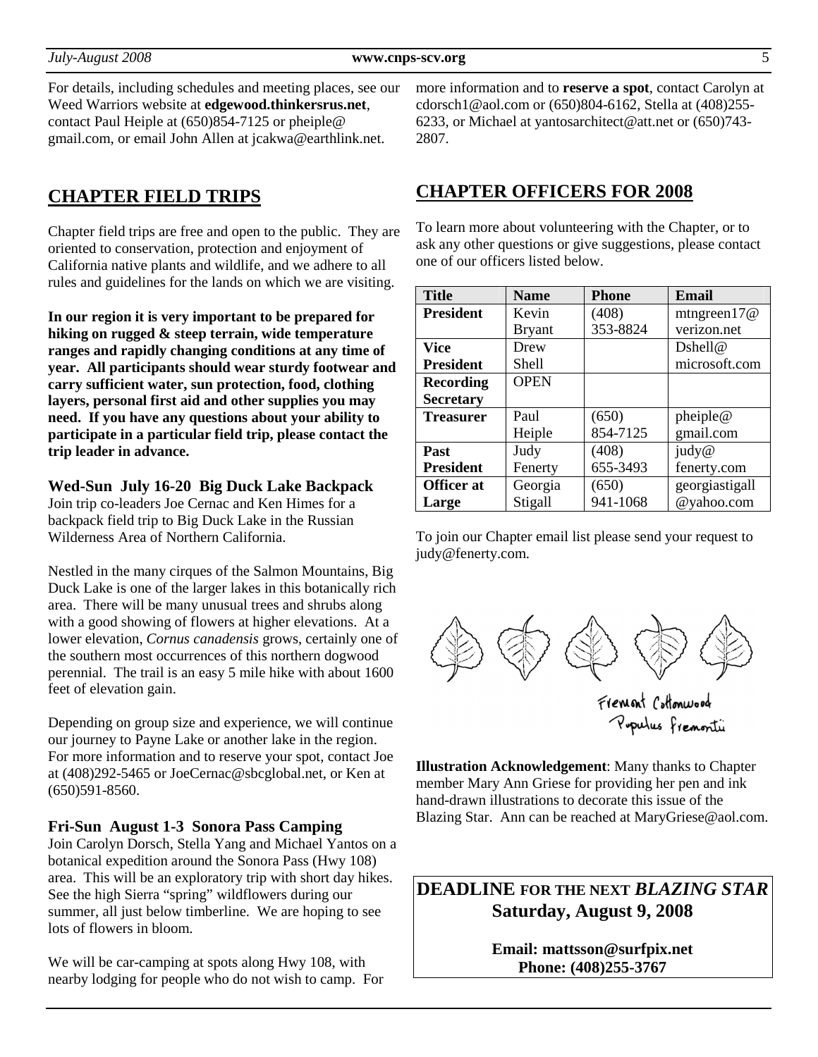For details, including schedules and meeting places, see our Weed Warriors website at **edgewood.thinkersrus.net**, contact Paul Heiple at (650)854-7125 or pheiple@gmail.com, or email John Allen at jcakwa@earthlink.net.

## CHAPTER FIELD TRIPS

Chapter field trips are free and open to the public. They are oriented to conservation, protection and enjoyment of California native plants and wildlife, and we adhere to all rules and guidelines for the lands on which we are visiting.

**In our region it is very important to be prepared for hiking on rugged & steep terrain, wide temperature ranges and rapidly changing conditions at any time of year. All participants should wear sturdy footwear and carry sufficient water, sun protection, food, clothing layers, personal first aid and other supplies you may need. If you have any questions about your ability to participate in a particular field trip, please contact the trip leader in advance.**

### Wed-Sun July 16-20 Big Duck Lake Backpack

Join trip co-leaders Joe Cernac and Ken Himes for a backpack field trip to Big Duck Lake in the Russian Wilderness Area of Northern California.

Nestled in the many cirques of the Salmon Mountains, Big Duck Lake is one of the larger lakes in this botanically rich area. There will be many unusual trees and shrubs along with a good showing of flowers at higher elevations. At a lower elevation, *Cornus canadensis* grows, certainly one of the southern most occurrences of this northern dogwood perennial. The trail is an easy 5 mile hike with about 1600 feet of elevation gain.

Depending on group size and experience, we will continue our journey to Payne Lake or another lake in the region. For more information and to reserve your spot, contact Joe at (408)292-5465 or JoeCernac@sbcglobal.net, or Ken at (650)591-8560.

### Fri-Sun August 1-3 Sonora Pass Camping

Join Carolyn Dorsch, Stella Yang and Michael Yantos on a botanical expedition around the Sonora Pass (Hwy 108) area. This will be an exploratory trip with short day hikes. See the high Sierra "spring" wildflowers during our summer, all just below timberline. We are hoping to see lots of flowers in bloom.

We will be car-camping at spots along Hwy 108, with nearby lodging for people who do not wish to camp. For more information and to **reserve a spot**, contact Carolyn at cdorsch1@aol.com or (650)804-6162, Stella at (408)255-6233, or Michael at yantosarchitect@att.net or (650)743-2807.

## CHAPTER OFFICERS FOR 2008

To learn more about volunteering with the Chapter, or to ask any other questions or give suggestions, please contact one of our officers listed below.

| Title | Name | Phone | Email |
|---|---|---|---|
| **President** | Kevin Bryant | (408) 353-8824 | mtngreen17@verizon.net |
| **Vice President** | Drew Shell | | Dshell@microsoft.com |
| **Recording Secretary** | OPEN | | |
| **Treasurer** | Paul Heiple | (650) 854-7125 | pheiple@gmail.com |
| **Past President** | Judy Fenerty | (408) 655-3493 | judy@fenerty.com |
| **Officer at Large** | Georgia Stigall | (650) 941-1068 | georgiastigall@yahoo.com |

To join our Chapter email list please send your request to judy@fenerty.com.

Fremont Cottonwood
Populus fremontii

**Illustration Acknowledgement**: Many thanks to Chapter member Mary Ann Griese for providing her pen and ink hand-drawn illustrations to decorate this issue of the Blazing Star. Ann can be reached at MaryGriese@aol.com.

## DEADLINE FOR THE NEXT *BLAZING STAR*
## Saturday, August 9, 2008

**Email: mattsson@surfpix.net**
**Phone: (408)255-3767**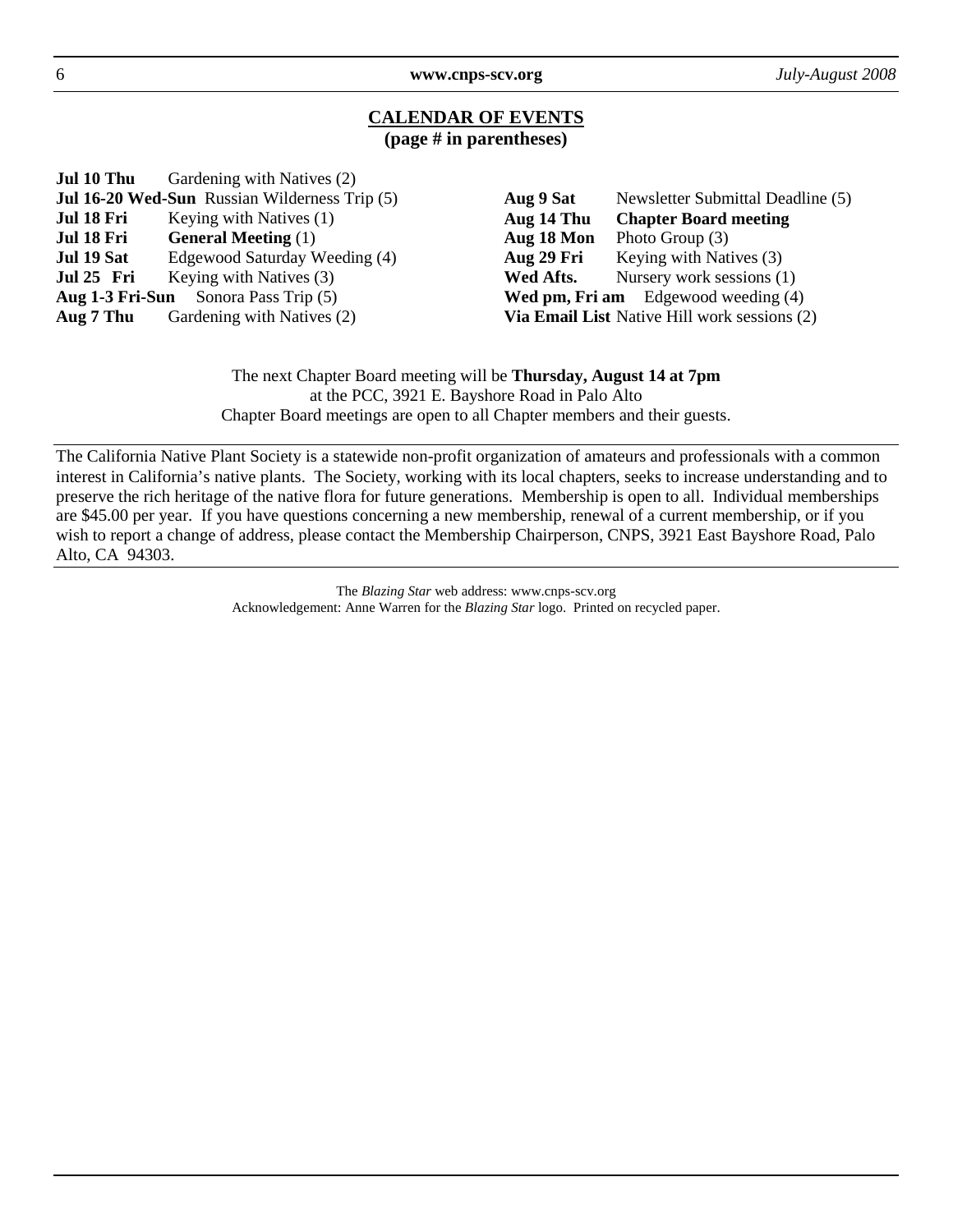## CALENDAR OF EVENTS
**(page # in parentheses)**

| | |
|---|---|
| **Jul 10 Thu** | Gardening with Natives (2) |
| **Jul 16-20 Wed-Sun** | Russian Wilderness Trip (5) |
| **Jul 18 Fri** | Keying with Natives (1) |
| **Jul 18 Fri** | **General Meeting** (1) |
| **Jul 19 Sat** | Edgewood Saturday Weeding (4) |
| **Jul 25 Fri** | Keying with Natives (3) |
| **Aug 1-3 Fri-Sun** | Sonora Pass Trip (5) |
| **Aug 7 Thu** | Gardening with Natives (2) |
| **Aug 9 Sat** | Newsletter Submittal Deadline (5) |
| **Aug 14 Thu** | **Chapter Board meeting** |
| **Aug 18 Mon** | Photo Group (3) |
| **Aug 29 Fri** | Keying with Natives (3) |
| **Wed Afts.** | Nursery work sessions (1) |
| **Wed pm, Fri am** | Edgewood weeding (4) |
| **Via Email List** | Native Hill work sessions (2) |

The next Chapter Board meeting will be **Thursday, August 14 at 7pm** at the PCC, 3921 E. Bayshore Road in Palo Alto
Chapter Board meetings are open to all Chapter members and their guests.

---

The California Native Plant Society is a statewide non-profit organization of amateurs and professionals with a common interest in California's native plants. The Society, working with its local chapters, seeks to increase understanding and to preserve the rich heritage of the native flora for future generations. Membership is open to all. Individual memberships are $45.00 per year. If you have questions concerning a new membership, renewal of a current membership, or if you wish to report a change of address, please contact the Membership Chairperson, CNPS, 3921 East Bayshore Road, Palo Alto, CA 94303.

---

The *Blazing Star* web address: www.cnps-scv.org
Acknowledgement: Anne Warren for the *Blazing Star* logo. Printed on recycled paper.